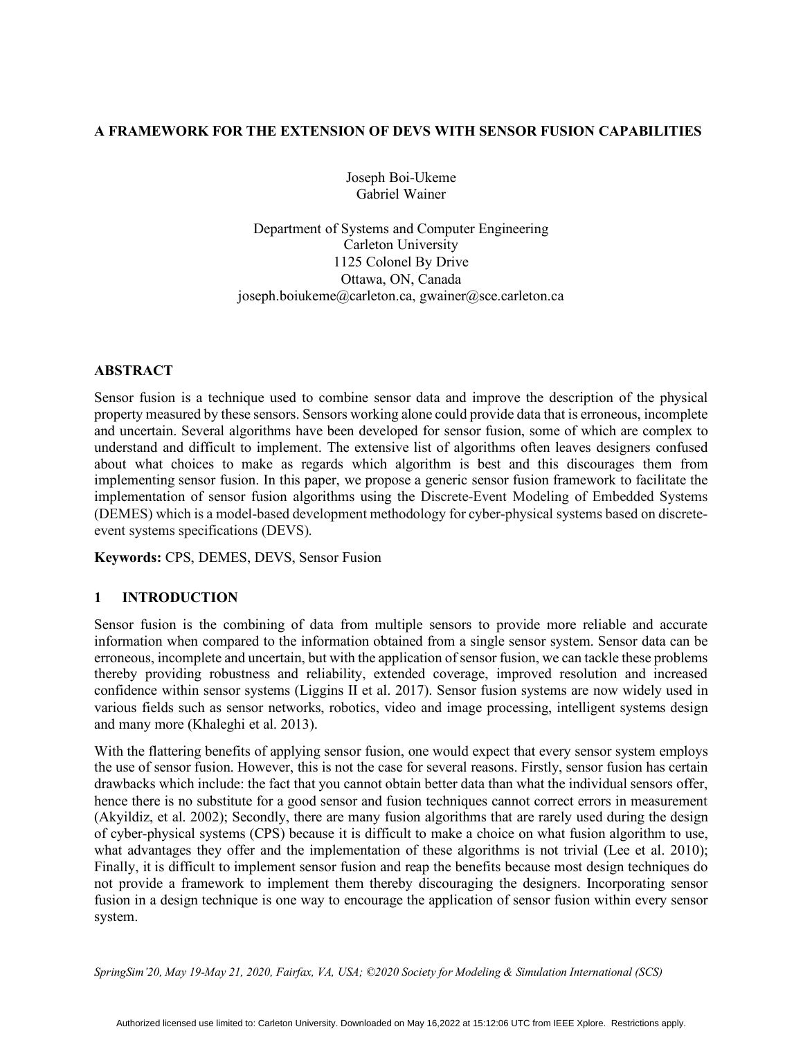# A FRAMEWORK FOR THE EXTENSION OF DEVS WITH SENSOR FUSION CAPABILITIES

Joseph Boi-Ukeme
Gabriel Wainer

Department of Systems and Computer Engineering
Carleton University
1125 Colonel By Drive
Ottawa, ON, Canada
joseph.boiukeme@carleton.ca, gwainer@sce.carleton.ca

## ABSTRACT

Sensor fusion is a technique used to combine sensor data and improve the description of the physical property measured by these sensors. Sensors working alone could provide data that is erroneous, incomplete and uncertain. Several algorithms have been developed for sensor fusion, some of which are complex to understand and difficult to implement. The extensive list of algorithms often leaves designers confused about what choices to make as regards which algorithm is best and this discourages them from implementing sensor fusion. In this paper, we propose a generic sensor fusion framework to facilitate the implementation of sensor fusion algorithms using the Discrete-Event Modeling of Embedded Systems (DEMES) which is a model-based development methodology for cyber-physical systems based on discrete-event systems specifications (DEVS).

**Keywords:** CPS, DEMES, DEVS, Sensor Fusion

## 1 INTRODUCTION

Sensor fusion is the combining of data from multiple sensors to provide more reliable and accurate information when compared to the information obtained from a single sensor system. Sensor data can be erroneous, incomplete and uncertain, but with the application of sensor fusion, we can tackle these problems thereby providing robustness and reliability, extended coverage, improved resolution and increased confidence within sensor systems (Liggins II et al. 2017). Sensor fusion systems are now widely used in various fields such as sensor networks, robotics, video and image processing, intelligent systems design and many more (Khaleghi et al. 2013).

With the flattering benefits of applying sensor fusion, one would expect that every sensor system employs the use of sensor fusion. However, this is not the case for several reasons. Firstly, sensor fusion has certain drawbacks which include: the fact that you cannot obtain better data than what the individual sensors offer, hence there is no substitute for a good sensor and fusion techniques cannot correct errors in measurement (Akyildiz, et al. 2002); Secondly, there are many fusion algorithms that are rarely used during the design of cyber-physical systems (CPS) because it is difficult to make a choice on what fusion algorithm to use, what advantages they offer and the implementation of these algorithms is not trivial (Lee et al. 2010); Finally, it is difficult to implement sensor fusion and reap the benefits because most design techniques do not provide a framework to implement them thereby discouraging the designers. Incorporating sensor fusion in a design technique is one way to encourage the application of sensor fusion within every sensor system.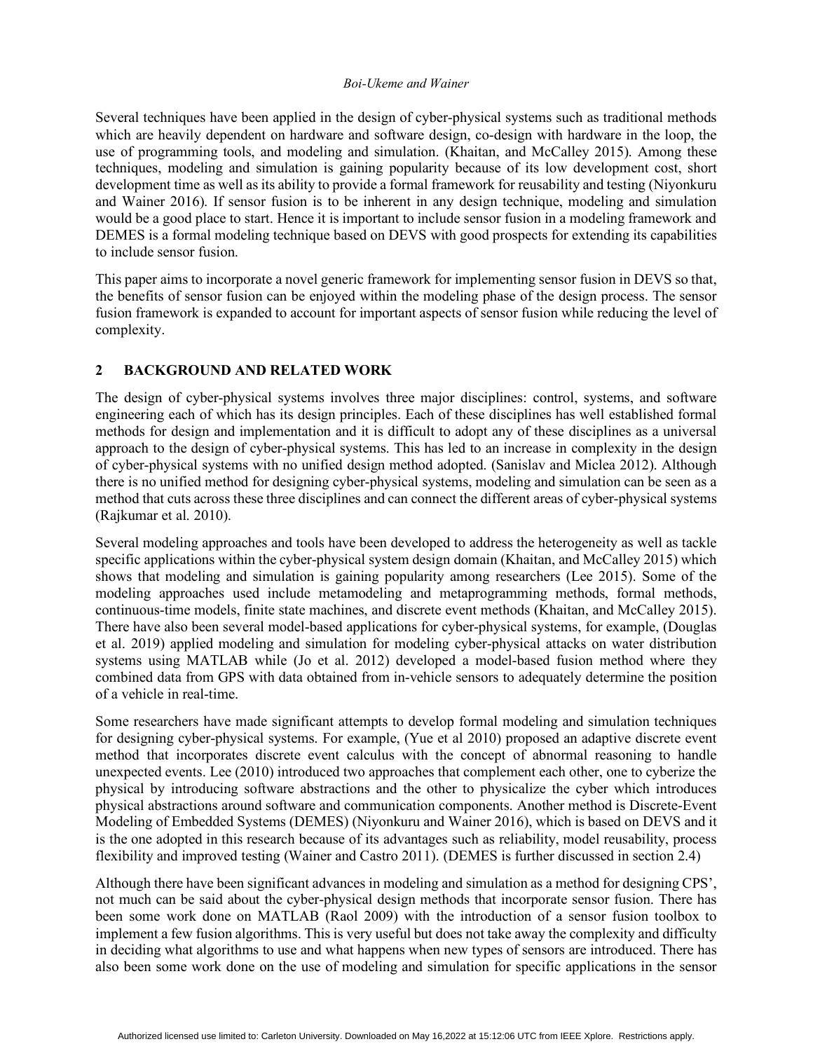Several techniques have been applied in the design of cyber-physical systems such as traditional methods which are heavily dependent on hardware and software design, co-design with hardware in the loop, the use of programming tools, and modeling and simulation. (Khaitan, and McCalley 2015). Among these techniques, modeling and simulation is gaining popularity because of its low development cost, short development time as well as its ability to provide a formal framework for reusability and testing (Niyonkuru and Wainer 2016). If sensor fusion is to be inherent in any design technique, modeling and simulation would be a good place to start. Hence it is important to include sensor fusion in a modeling framework and DEMES is a formal modeling technique based on DEVS with good prospects for extending its capabilities to include sensor fusion.

This paper aims to incorporate a novel generic framework for implementing sensor fusion in DEVS so that, the benefits of sensor fusion can be enjoyed within the modeling phase of the design process. The sensor fusion framework is expanded to account for important aspects of sensor fusion while reducing the level of complexity.

## 2 BACKGROUND AND RELATED WORK

The design of cyber-physical systems involves three major disciplines: control, systems, and software engineering each of which has its design principles. Each of these disciplines has well established formal methods for design and implementation and it is difficult to adopt any of these disciplines as a universal approach to the design of cyber-physical systems. This has led to an increase in complexity in the design of cyber-physical systems with no unified design method adopted. (Sanislav and Miclea 2012). Although there is no unified method for designing cyber-physical systems, modeling and simulation can be seen as a method that cuts across these three disciplines and can connect the different areas of cyber-physical systems (Rajkumar et al. 2010).

Several modeling approaches and tools have been developed to address the heterogeneity as well as tackle specific applications within the cyber-physical system design domain (Khaitan, and McCalley 2015) which shows that modeling and simulation is gaining popularity among researchers (Lee 2015). Some of the modeling approaches used include metamodeling and metaprogramming methods, formal methods, continuous-time models, finite state machines, and discrete event methods (Khaitan, and McCalley 2015). There have also been several model-based applications for cyber-physical systems, for example, (Douglas et al. 2019) applied modeling and simulation for modeling cyber-physical attacks on water distribution systems using MATLAB while (Jo et al. 2012) developed a model-based fusion method where they combined data from GPS with data obtained from in-vehicle sensors to adequately determine the position of a vehicle in real-time.

Some researchers have made significant attempts to develop formal modeling and simulation techniques for designing cyber-physical systems. For example, (Yue et al 2010) proposed an adaptive discrete event method that incorporates discrete event calculus with the concept of abnormal reasoning to handle unexpected events. Lee (2010) introduced two approaches that complement each other, one to cyberize the physical by introducing software abstractions and the other to physicalize the cyber which introduces physical abstractions around software and communication components. Another method is Discrete-Event Modeling of Embedded Systems (DEMES) (Niyonkuru and Wainer 2016), which is based on DEVS and it is the one adopted in this research because of its advantages such as reliability, model reusability, process flexibility and improved testing (Wainer and Castro 2011). (DEMES is further discussed in section 2.4)

Although there have been significant advances in modeling and simulation as a method for designing CPS', not much can be said about the cyber-physical design methods that incorporate sensor fusion. There has been some work done on MATLAB (Raol 2009) with the introduction of a sensor fusion toolbox to implement a few fusion algorithms. This is very useful but does not take away the complexity and difficulty in deciding what algorithms to use and what happens when new types of sensors are introduced. There has also been some work done on the use of modeling and simulation for specific applications in the sensor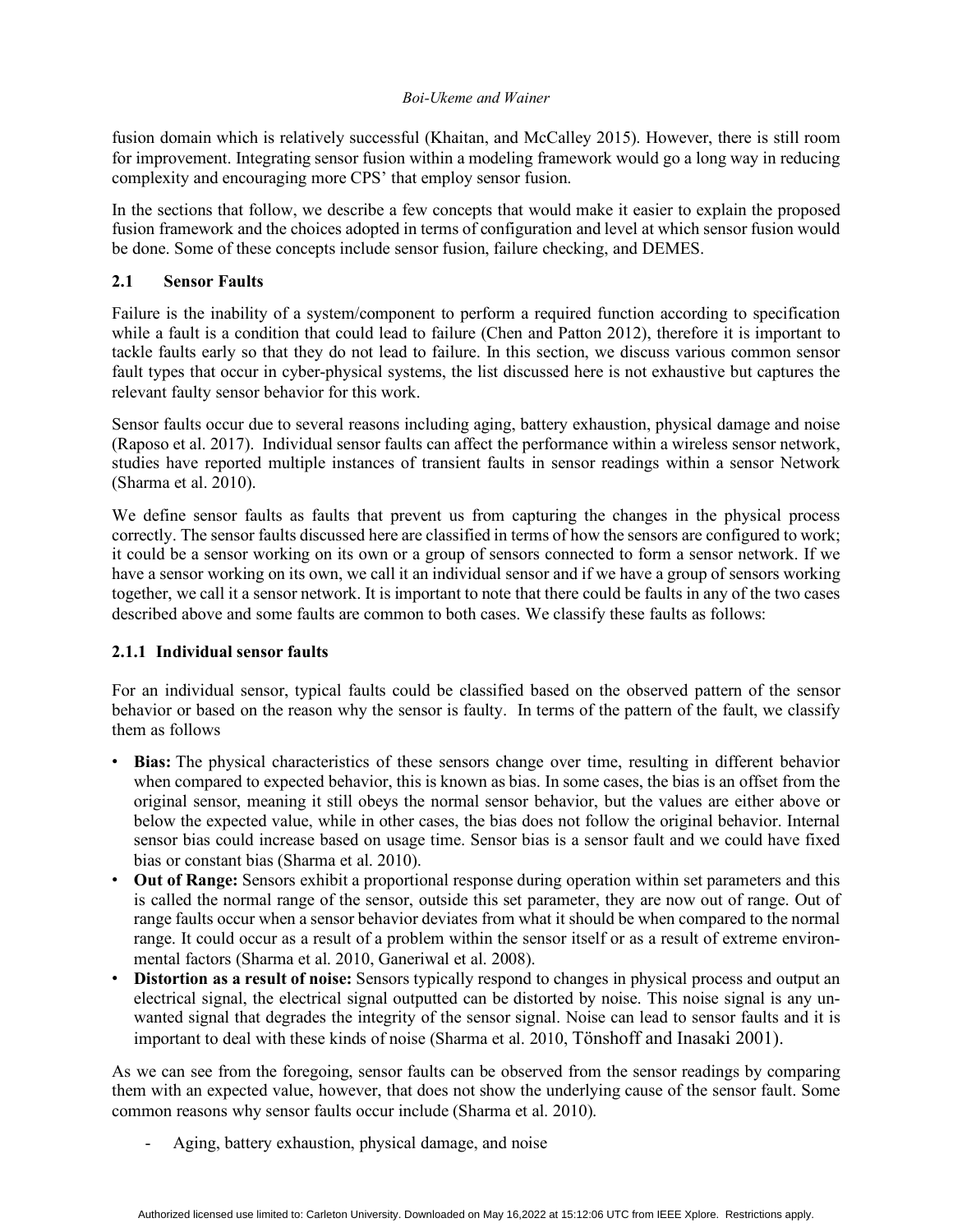fusion domain which is relatively successful (Khaitan, and McCalley 2015). However, there is still room for improvement. Integrating sensor fusion within a modeling framework would go a long way in reducing complexity and encouraging more CPS' that employ sensor fusion.

In the sections that follow, we describe a few concepts that would make it easier to explain the proposed fusion framework and the choices adopted in terms of configuration and level at which sensor fusion would be done. Some of these concepts include sensor fusion, failure checking, and DEMES.

## 2.1 Sensor Faults

Failure is the inability of a system/component to perform a required function according to specification while a fault is a condition that could lead to failure (Chen and Patton 2012), therefore it is important to tackle faults early so that they do not lead to failure. In this section, we discuss various common sensor fault types that occur in cyber-physical systems, the list discussed here is not exhaustive but captures the relevant faulty sensor behavior for this work.

Sensor faults occur due to several reasons including aging, battery exhaustion, physical damage and noise (Raposo et al. 2017). Individual sensor faults can affect the performance within a wireless sensor network, studies have reported multiple instances of transient faults in sensor readings within a sensor Network (Sharma et al. 2010).

We define sensor faults as faults that prevent us from capturing the changes in the physical process correctly. The sensor faults discussed here are classified in terms of how the sensors are configured to work; it could be a sensor working on its own or a group of sensors connected to form a sensor network. If we have a sensor working on its own, we call it an individual sensor and if we have a group of sensors working together, we call it a sensor network. It is important to note that there could be faults in any of the two cases described above and some faults are common to both cases. We classify these faults as follows:

### 2.1.1 Individual sensor faults

For an individual sensor, typical faults could be classified based on the observed pattern of the sensor behavior or based on the reason why the sensor is faulty. In terms of the pattern of the fault, we classify them as follows

- **Bias:** The physical characteristics of these sensors change over time, resulting in different behavior when compared to expected behavior, this is known as bias. In some cases, the bias is an offset from the original sensor, meaning it still obeys the normal sensor behavior, but the values are either above or below the expected value, while in other cases, the bias does not follow the original behavior. Internal sensor bias could increase based on usage time. Sensor bias is a sensor fault and we could have fixed bias or constant bias (Sharma et al. 2010).
- **Out of Range:** Sensors exhibit a proportional response during operation within set parameters and this is called the normal range of the sensor, outside this set parameter, they are now out of range. Out of range faults occur when a sensor behavior deviates from what it should be when compared to the normal range. It could occur as a result of a problem within the sensor itself or as a result of extreme environmental factors (Sharma et al. 2010, Ganeriwal et al. 2008).
- **Distortion as a result of noise:** Sensors typically respond to changes in physical process and output an electrical signal, the electrical signal outputted can be distorted by noise. This noise signal is any unwanted signal that degrades the integrity of the sensor signal. Noise can lead to sensor faults and it is important to deal with these kinds of noise (Sharma et al. 2010, Tönshoff and Inasaki 2001).

As we can see from the foregoing, sensor faults can be observed from the sensor readings by comparing them with an expected value, however, that does not show the underlying cause of the sensor fault. Some common reasons why sensor faults occur include (Sharma et al. 2010).

- Aging, battery exhaustion, physical damage, and noise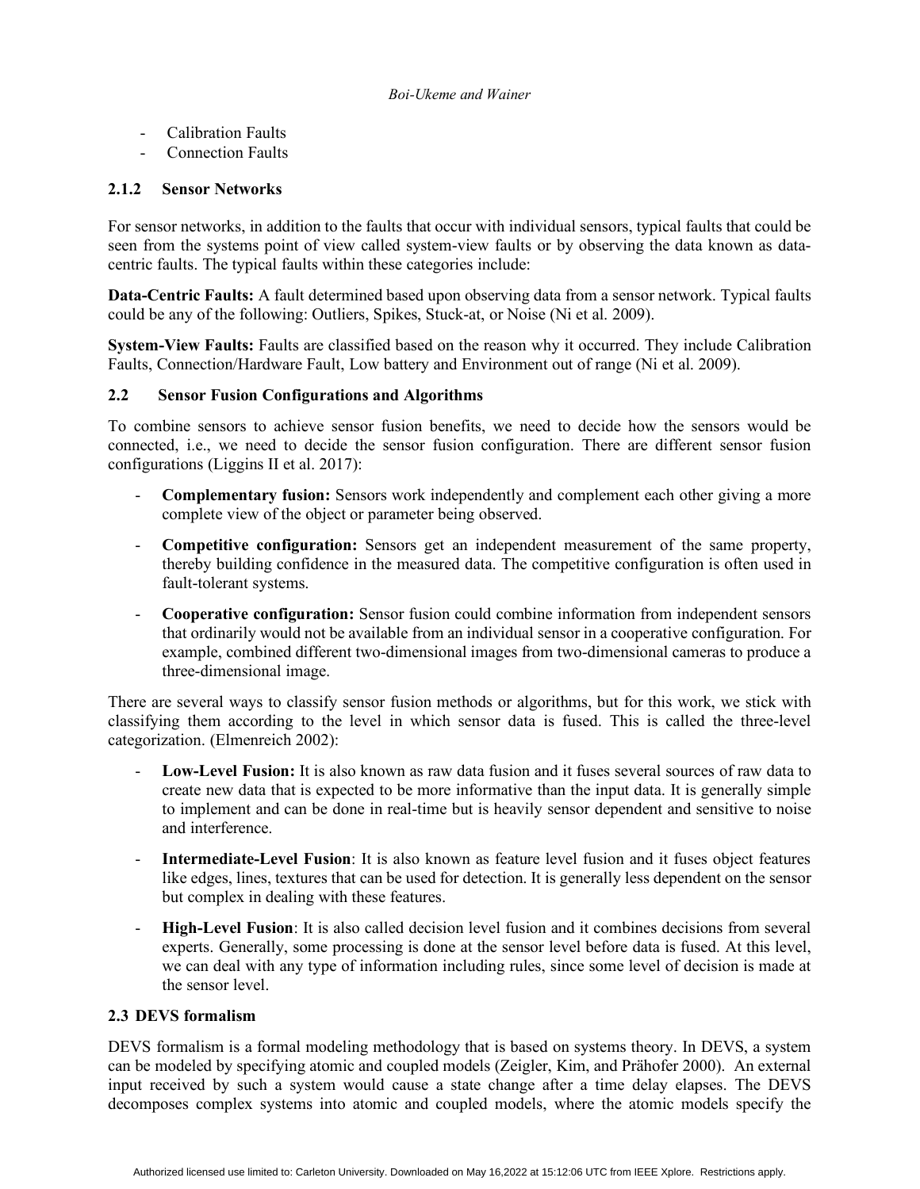- Calibration Faults
- Connection Faults

### 2.1.2 Sensor Networks

For sensor networks, in addition to the faults that occur with individual sensors, typical faults that could be seen from the systems point of view called system-view faults or by observing the data known as data-centric faults. The typical faults within these categories include:

**Data-Centric Faults:** A fault determined based upon observing data from a sensor network. Typical faults could be any of the following: Outliers, Spikes, Stuck-at, or Noise (Ni et al. 2009).

**System-View Faults:** Faults are classified based on the reason why it occurred. They include Calibration Faults, Connection/Hardware Fault, Low battery and Environment out of range (Ni et al. 2009).

## 2.2 Sensor Fusion Configurations and Algorithms

To combine sensors to achieve sensor fusion benefits, we need to decide how the sensors would be connected, i.e., we need to decide the sensor fusion configuration. There are different sensor fusion configurations (Liggins II et al. 2017):

- **Complementary fusion:** Sensors work independently and complement each other giving a more complete view of the object or parameter being observed.
- **Competitive configuration:** Sensors get an independent measurement of the same property, thereby building confidence in the measured data. The competitive configuration is often used in fault-tolerant systems.
- **Cooperative configuration:** Sensor fusion could combine information from independent sensors that ordinarily would not be available from an individual sensor in a cooperative configuration. For example, combined different two-dimensional images from two-dimensional cameras to produce a three-dimensional image.

There are several ways to classify sensor fusion methods or algorithms, but for this work, we stick with classifying them according to the level in which sensor data is fused. This is called the three-level categorization. (Elmenreich 2002):

- **Low-Level Fusion:** It is also known as raw data fusion and it fuses several sources of raw data to create new data that is expected to be more informative than the input data. It is generally simple to implement and can be done in real-time but is heavily sensor dependent and sensitive to noise and interference.
- **Intermediate-Level Fusion**: It is also known as feature level fusion and it fuses object features like edges, lines, textures that can be used for detection. It is generally less dependent on the sensor but complex in dealing with these features.
- **High-Level Fusion**: It is also called decision level fusion and it combines decisions from several experts. Generally, some processing is done at the sensor level before data is fused. At this level, we can deal with any type of information including rules, since some level of decision is made at the sensor level.

## 2.3 DEVS formalism

DEVS formalism is a formal modeling methodology that is based on systems theory. In DEVS, a system can be modeled by specifying atomic and coupled models (Zeigler, Kim, and Prähofer 2000). An external input received by such a system would cause a state change after a time delay elapses. The DEVS decomposes complex systems into atomic and coupled models, where the atomic models specify the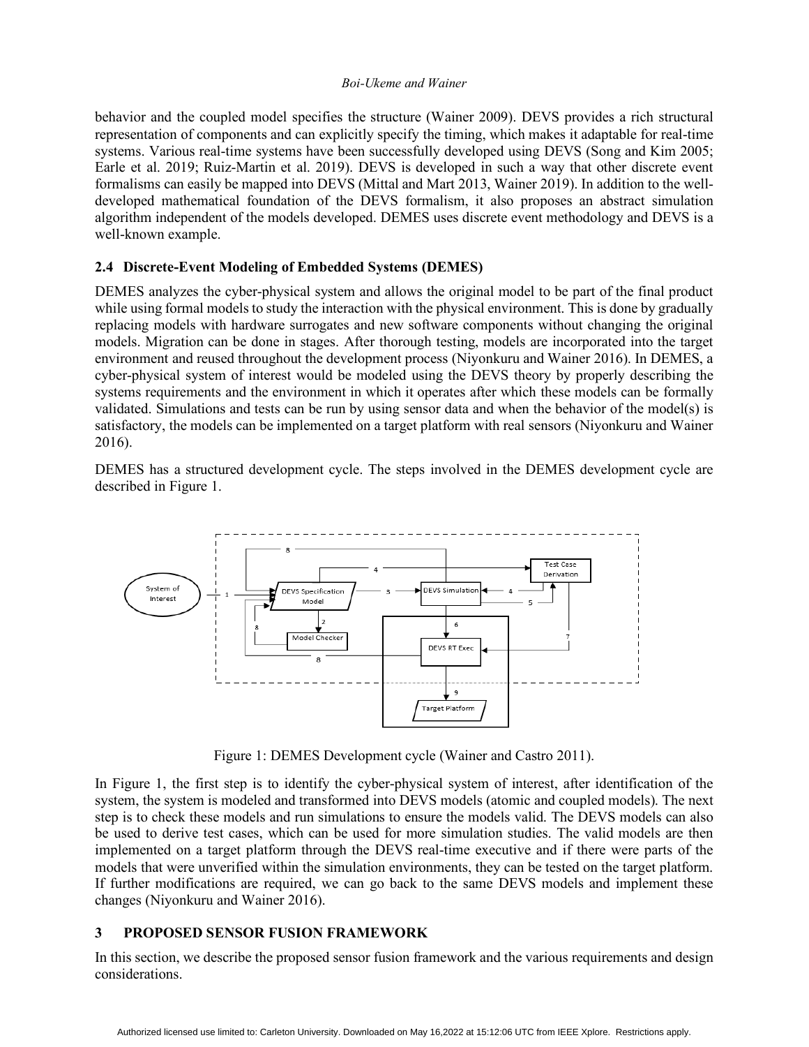behavior and the coupled model specifies the structure (Wainer 2009). DEVS provides a rich structural representation of components and can explicitly specify the timing, which makes it adaptable for real-time systems. Various real-time systems have been successfully developed using DEVS (Song and Kim 2005; Earle et al. 2019; Ruiz-Martin et al. 2019). DEVS is developed in such a way that other discrete event formalisms can easily be mapped into DEVS (Mittal and Mart 2013, Wainer 2019). In addition to the well-developed mathematical foundation of the DEVS formalism, it also proposes an abstract simulation algorithm independent of the models developed. DEMES uses discrete event methodology and DEVS is a well-known example.

### 2.4 Discrete-Event Modeling of Embedded Systems (DEMES)

DEMES analyzes the cyber-physical system and allows the original model to be part of the final product while using formal models to study the interaction with the physical environment. This is done by gradually replacing models with hardware surrogates and new software components without changing the original models. Migration can be done in stages. After thorough testing, models are incorporated into the target environment and reused throughout the development process (Niyonkuru and Wainer 2016). In DEMES, a cyber-physical system of interest would be modeled using the DEVS theory by properly describing the systems requirements and the environment in which it operates after which these models can be formally validated. Simulations and tests can be run by using sensor data and when the behavior of the model(s) is satisfactory, the models can be implemented on a target platform with real sensors (Niyonkuru and Wainer 2016).

DEMES has a structured development cycle. The steps involved in the DEMES development cycle are described in Figure 1.

Figure 1: DEMES Development cycle (Wainer and Castro 2011).

In Figure 1, the first step is to identify the cyber-physical system of interest, after identification of the system, the system is modeled and transformed into DEVS models (atomic and coupled models). The next step is to check these models and run simulations to ensure the models valid. The DEVS models can also be used to derive test cases, which can be used for more simulation studies. The valid models are then implemented on a target platform through the DEVS real-time executive and if there were parts of the models that were unverified within the simulation environments, they can be tested on the target platform. If further modifications are required, we can go back to the same DEVS models and implement these changes (Niyonkuru and Wainer 2016).

## 3 PROPOSED SENSOR FUSION FRAMEWORK

In this section, we describe the proposed sensor fusion framework and the various requirements and design considerations.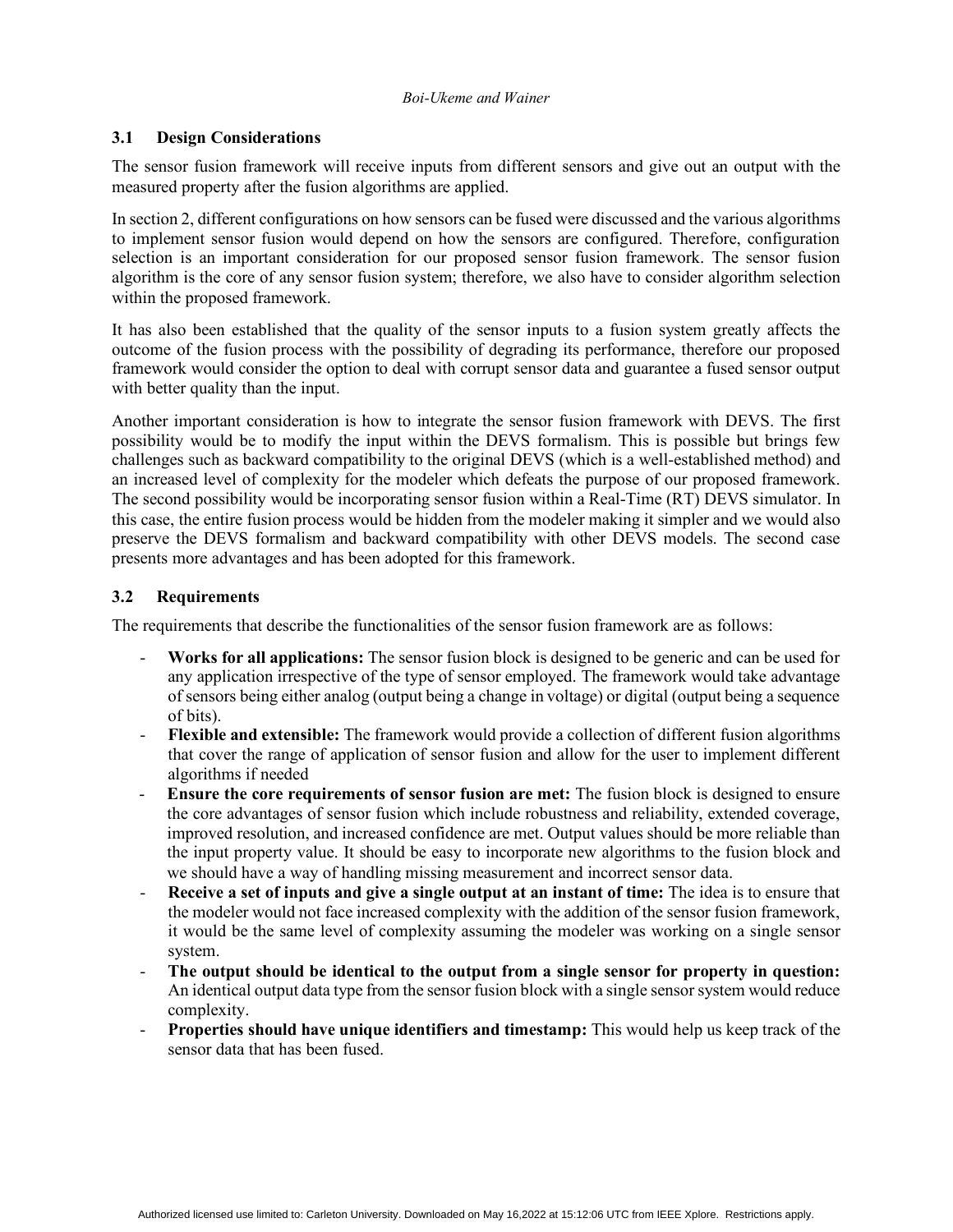### 3.1 Design Considerations

The sensor fusion framework will receive inputs from different sensors and give out an output with the measured property after the fusion algorithms are applied.

In section 2, different configurations on how sensors can be fused were discussed and the various algorithms to implement sensor fusion would depend on how the sensors are configured. Therefore, configuration selection is an important consideration for our proposed sensor fusion framework. The sensor fusion algorithm is the core of any sensor fusion system; therefore, we also have to consider algorithm selection within the proposed framework.

It has also been established that the quality of the sensor inputs to a fusion system greatly affects the outcome of the fusion process with the possibility of degrading its performance, therefore our proposed framework would consider the option to deal with corrupt sensor data and guarantee a fused sensor output with better quality than the input.

Another important consideration is how to integrate the sensor fusion framework with DEVS. The first possibility would be to modify the input within the DEVS formalism. This is possible but brings few challenges such as backward compatibility to the original DEVS (which is a well-established method) and an increased level of complexity for the modeler which defeats the purpose of our proposed framework. The second possibility would be incorporating sensor fusion within a Real-Time (RT) DEVS simulator. In this case, the entire fusion process would be hidden from the modeler making it simpler and we would also preserve the DEVS formalism and backward compatibility with other DEVS models. The second case presents more advantages and has been adopted for this framework.

### 3.2 Requirements

The requirements that describe the functionalities of the sensor fusion framework are as follows:

- **Works for all applications:** The sensor fusion block is designed to be generic and can be used for any application irrespective of the type of sensor employed. The framework would take advantage of sensors being either analog (output being a change in voltage) or digital (output being a sequence of bits).
- **Flexible and extensible:** The framework would provide a collection of different fusion algorithms that cover the range of application of sensor fusion and allow for the user to implement different algorithms if needed
- **Ensure the core requirements of sensor fusion are met:** The fusion block is designed to ensure the core advantages of sensor fusion which include robustness and reliability, extended coverage, improved resolution, and increased confidence are met. Output values should be more reliable than the input property value. It should be easy to incorporate new algorithms to the fusion block and we should have a way of handling missing measurement and incorrect sensor data.
- **Receive a set of inputs and give a single output at an instant of time:** The idea is to ensure that the modeler would not face increased complexity with the addition of the sensor fusion framework, it would be the same level of complexity assuming the modeler was working on a single sensor system.
- **The output should be identical to the output from a single sensor for property in question:** An identical output data type from the sensor fusion block with a single sensor system would reduce complexity.
- **Properties should have unique identifiers and timestamp:** This would help us keep track of the sensor data that has been fused.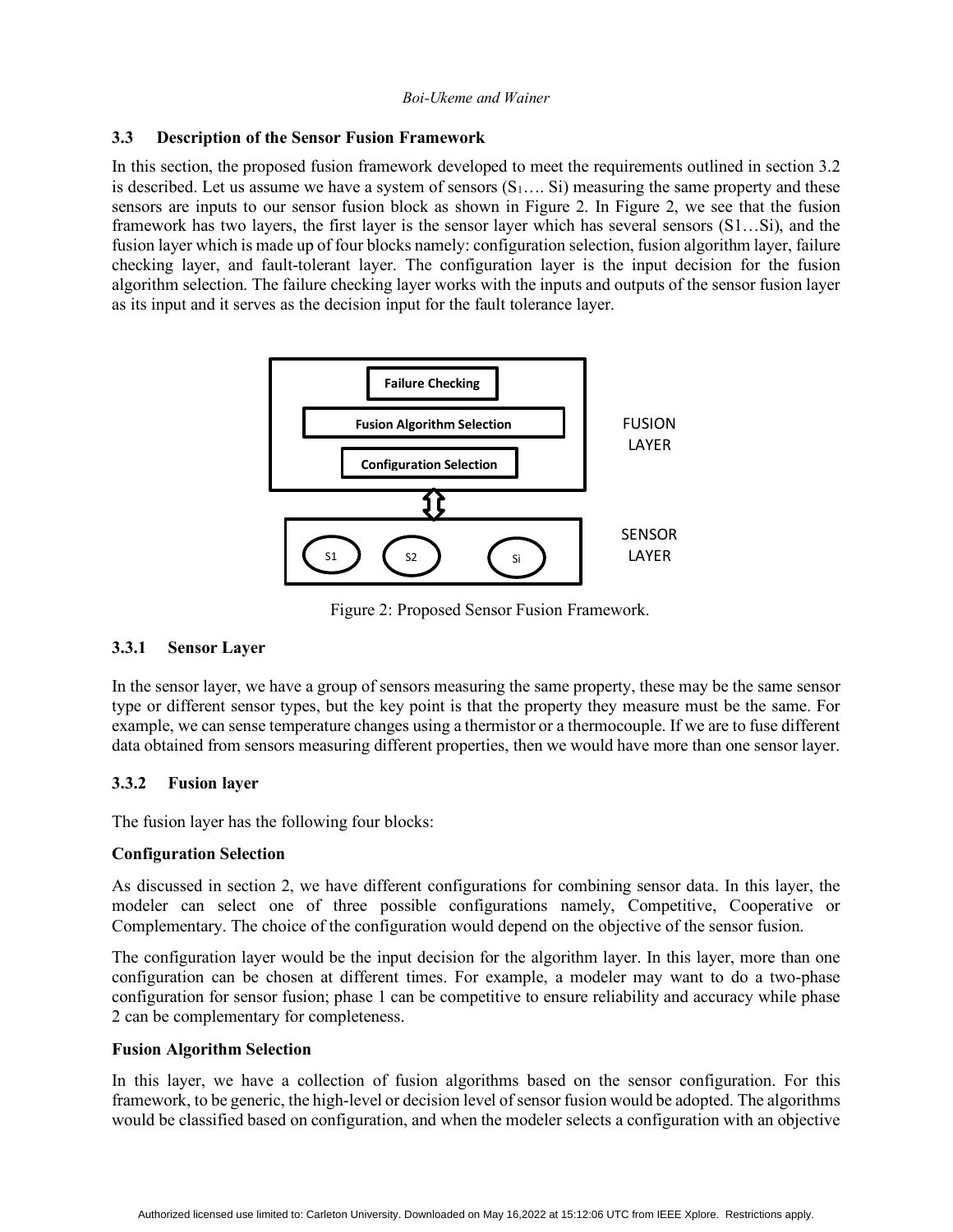### 3.3 Description of the Sensor Fusion Framework

In this section, the proposed fusion framework developed to meet the requirements outlined in section 3.2 is described. Let us assume we have a system of sensors ($S_1$…. Si) measuring the same property and these sensors are inputs to our sensor fusion block as shown in Figure 2. In Figure 2, we see that the fusion framework has two layers, the first layer is the sensor layer which has several sensors (S1…Si), and the fusion layer which is made up of four blocks namely: configuration selection, fusion algorithm layer, failure checking layer, and fault-tolerant layer. The configuration layer is the input decision for the fusion algorithm selection. The failure checking layer works with the inputs and outputs of the sensor fusion layer as its input and it serves as the decision input for the fault tolerance layer.

Figure 2: Proposed Sensor Fusion Framework.

#### 3.3.1 Sensor Layer

In the sensor layer, we have a group of sensors measuring the same property, these may be the same sensor type or different sensor types, but the key point is that the property they measure must be the same. For example, we can sense temperature changes using a thermistor or a thermocouple. If we are to fuse different data obtained from sensors measuring different properties, then we would have more than one sensor layer.

#### 3.3.2 Fusion layer

The fusion layer has the following four blocks:

**Configuration Selection**

As discussed in section 2, we have different configurations for combining sensor data. In this layer, the modeler can select one of three possible configurations namely, Competitive, Cooperative or Complementary. The choice of the configuration would depend on the objective of the sensor fusion.

The configuration layer would be the input decision for the algorithm layer. In this layer, more than one configuration can be chosen at different times. For example, a modeler may want to do a two-phase configuration for sensor fusion; phase 1 can be competitive to ensure reliability and accuracy while phase 2 can be complementary for completeness.

**Fusion Algorithm Selection**

In this layer, we have a collection of fusion algorithms based on the sensor configuration. For this framework, to be generic, the high-level or decision level of sensor fusion would be adopted. The algorithms would be classified based on configuration, and when the modeler selects a configuration with an objective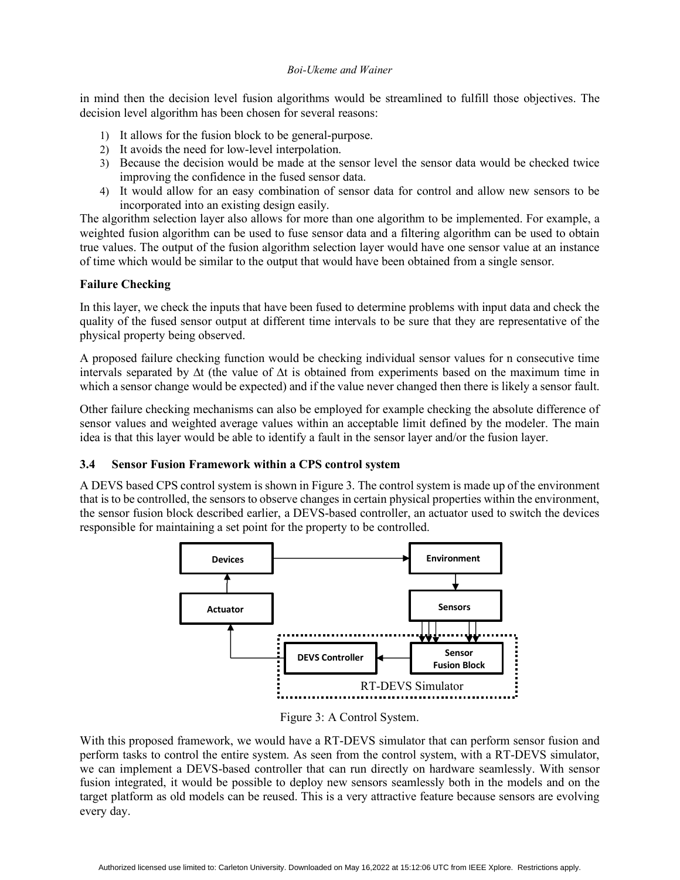in mind then the decision level fusion algorithms would be streamlined to fulfill those objectives. The decision level algorithm has been chosen for several reasons:

1) It allows for the fusion block to be general-purpose.
2) It avoids the need for low-level interpolation.
3) Because the decision would be made at the sensor level the sensor data would be checked twice improving the confidence in the fused sensor data.
4) It would allow for an easy combination of sensor data for control and allow new sensors to be incorporated into an existing design easily.

The algorithm selection layer also allows for more than one algorithm to be implemented. For example, a weighted fusion algorithm can be used to fuse sensor data and a filtering algorithm can be used to obtain true values. The output of the fusion algorithm selection layer would have one sensor value at an instance of time which would be similar to the output that would have been obtained from a single sensor.

**Failure Checking**

In this layer, we check the inputs that have been fused to determine problems with input data and check the quality of the fused sensor output at different time intervals to be sure that they are representative of the physical property being observed.

A proposed failure checking function would be checking individual sensor values for n consecutive time intervals separated by $\Delta t$ (the value of $\Delta t$ is obtained from experiments based on the maximum time in which a sensor change would be expected) and if the value never changed then there is likely a sensor fault.

Other failure checking mechanisms can also be employed for example checking the absolute difference of sensor values and weighted average values within an acceptable limit defined by the modeler. The main idea is that this layer would be able to identify a fault in the sensor layer and/or the fusion layer.

### 3.4 Sensor Fusion Framework within a CPS control system

A DEVS based CPS control system is shown in Figure 3. The control system is made up of the environment that is to be controlled, the sensors to observe changes in certain physical properties within the environment, the sensor fusion block described earlier, a DEVS-based controller, an actuator used to switch the devices responsible for maintaining a set point for the property to be controlled.

Figure 3: A Control System.

With this proposed framework, we would have a RT-DEVS simulator that can perform sensor fusion and perform tasks to control the entire system. As seen from the control system, with a RT-DEVS simulator, we can implement a DEVS-based controller that can run directly on hardware seamlessly. With sensor fusion integrated, it would be possible to deploy new sensors seamlessly both in the models and on the target platform as old models can be reused. This is a very attractive feature because sensors are evolving every day.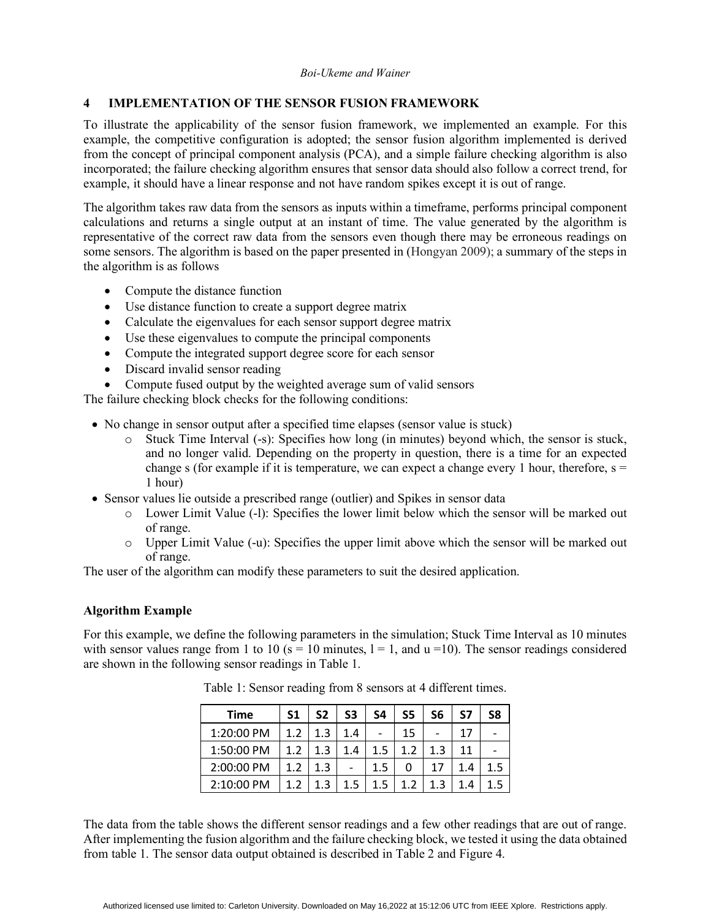## 4 IMPLEMENTATION OF THE SENSOR FUSION FRAMEWORK

To illustrate the applicability of the sensor fusion framework, we implemented an example. For this example, the competitive configuration is adopted; the sensor fusion algorithm implemented is derived from the concept of principal component analysis (PCA), and a simple failure checking algorithm is also incorporated; the failure checking algorithm ensures that sensor data should also follow a correct trend, for example, it should have a linear response and not have random spikes except it is out of range.

The algorithm takes raw data from the sensors as inputs within a timeframe, performs principal component calculations and returns a single output at an instant of time. The value generated by the algorithm is representative of the correct raw data from the sensors even though there may be erroneous readings on some sensors. The algorithm is based on the paper presented in (Hongyan 2009); a summary of the steps in the algorithm is as follows

- Compute the distance function
- Use distance function to create a support degree matrix
- Calculate the eigenvalues for each sensor support degree matrix
- Use these eigenvalues to compute the principal components
- Compute the integrated support degree score for each sensor
- Discard invalid sensor reading
- Compute fused output by the weighted average sum of valid sensors

The failure checking block checks for the following conditions:

- No change in sensor output after a specified time elapses (sensor value is stuck)
  - Stuck Time Interval (-s): Specifies how long (in minutes) beyond which, the sensor is stuck, and no longer valid. Depending on the property in question, there is a time for an expected change s (for example if it is temperature, we can expect a change every 1 hour, therefore, s = 1 hour)
- Sensor values lie outside a prescribed range (outlier) and Spikes in sensor data
  - Lower Limit Value (-l): Specifies the lower limit below which the sensor will be marked out of range.
  - Upper Limit Value (-u): Specifies the upper limit above which the sensor will be marked out of range.

The user of the algorithm can modify these parameters to suit the desired application.

**Algorithm Example**

For this example, we define the following parameters in the simulation; Stuck Time Interval as 10 minutes with sensor values range from 1 to 10 (s = 10 minutes, l = 1, and u =10). The sensor readings considered are shown in the following sensor readings in Table 1.

Table 1: Sensor reading from 8 sensors at 4 different times.

| Time | S1 | S2 | S3 | S4 | S5 | S6 | S7 | S8 |
|---|---|---|---|---|---|---|---|---|
| 1:20:00 PM | 1.2 | 1.3 | 1.4 | - | 15 | - | 17 | - |
| 1:50:00 PM | 1.2 | 1.3 | 1.4 | 1.5 | 1.2 | 1.3 | 11 | - |
| 2:00:00 PM | 1.2 | 1.3 | - | 1.5 | 0 | 17 | 1.4 | 1.5 |
| 2:10:00 PM | 1.2 | 1.3 | 1.5 | 1.5 | 1.2 | 1.3 | 1.4 | 1.5 |

The data from the table shows the different sensor readings and a few other readings that are out of range. After implementing the fusion algorithm and the failure checking block, we tested it using the data obtained from table 1. The sensor data output obtained is described in Table 2 and Figure 4.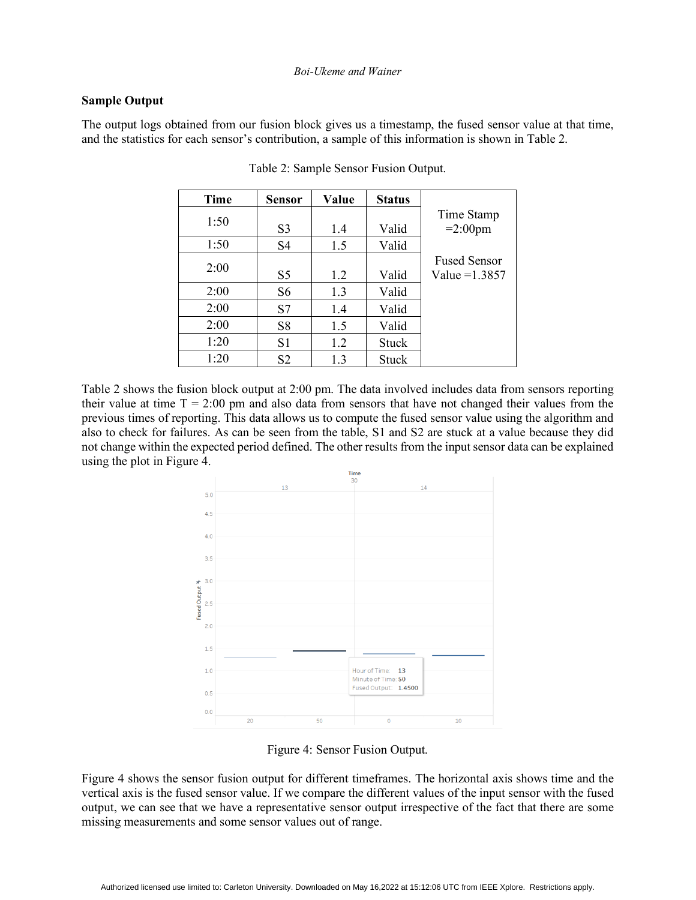### Sample Output

The output logs obtained from our fusion block gives us a timestamp, the fused sensor value at that time, and the statistics for each sensor's contribution, a sample of this information is shown in Table 2.

Table 2: Sample Sensor Fusion Output.

| Time | Sensor | Value | Status | |
|---|---|---|---|---|
| 1:50 | S3 | 1.4 | Valid | Time Stamp =2:00pm |
| 1:50 | S4 | 1.5 | Valid | |
| 2:00 | S5 | 1.2 | Valid | Fused Sensor Value =1.3857 |
| 2:00 | S6 | 1.3 | Valid | |
| 2:00 | S7 | 1.4 | Valid | |
| 2:00 | S8 | 1.5 | Valid | |
| 1:20 | S1 | 1.2 | Stuck | |
| 1:20 | S2 | 1.3 | Stuck | |

Table 2 shows the fusion block output at 2:00 pm. The data involved includes data from sensors reporting their value at time T = 2:00 pm and also data from sensors that have not changed their values from the previous times of reporting. This data allows us to compute the fused sensor value using the algorithm and also to check for failures. As can be seen from the table, S1 and S2 are stuck at a value because they did not change within the expected period defined. The other results from the input sensor data can be explained using the plot in Figure 4.

Figure 4: Sensor Fusion Output.

Figure 4 shows the sensor fusion output for different timeframes. The horizontal axis shows time and the vertical axis is the fused sensor value. If we compare the different values of the input sensor with the fused output, we can see that we have a representative sensor output irrespective of the fact that there are some missing measurements and some sensor values out of range.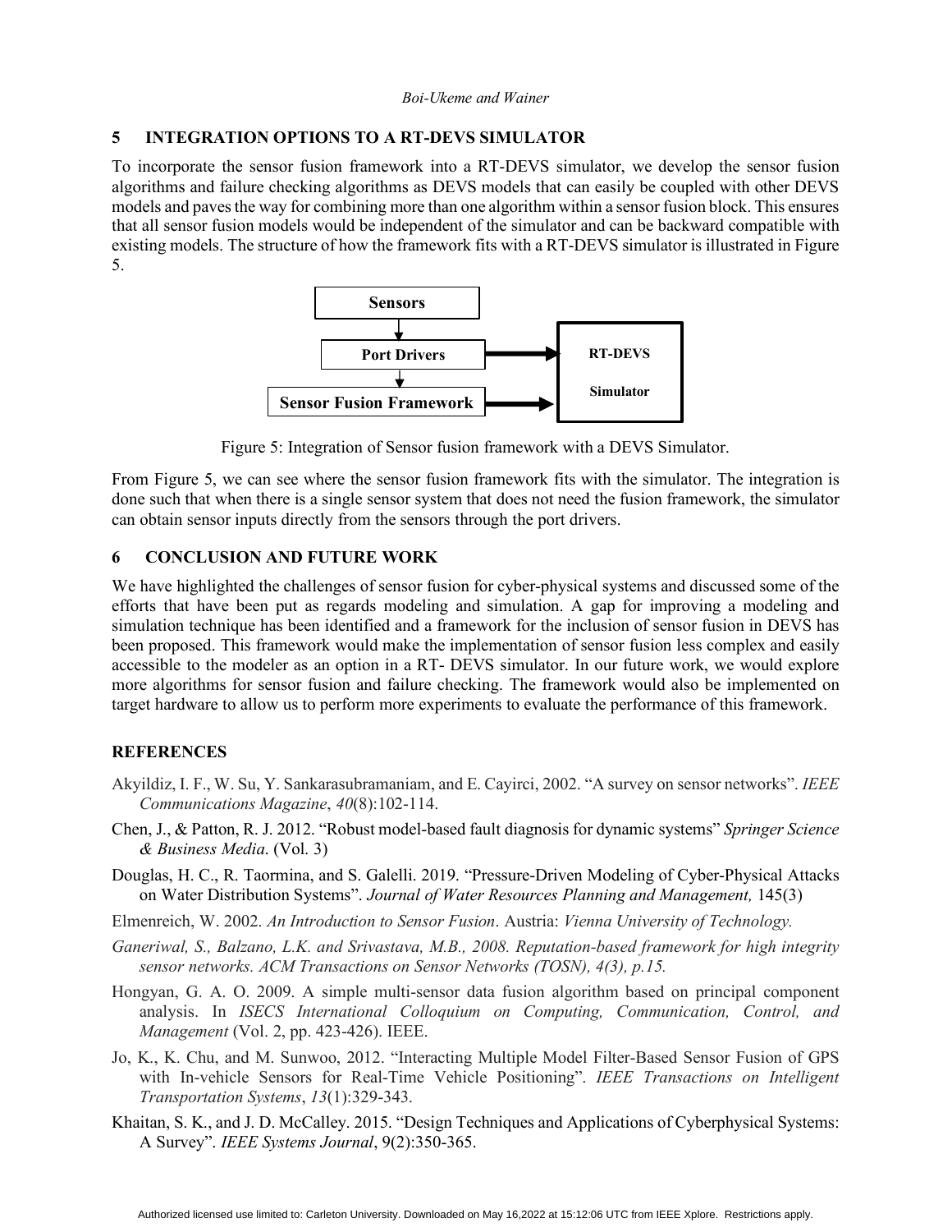## 5 INTEGRATION OPTIONS TO A RT-DEVS SIMULATOR

To incorporate the sensor fusion framework into a RT-DEVS simulator, we develop the sensor fusion algorithms and failure checking algorithms as DEVS models that can easily be coupled with other DEVS models and paves the way for combining more than one algorithm within a sensor fusion block. This ensures that all sensor fusion models would be independent of the simulator and can be backward compatible with existing models. The structure of how the framework fits with a RT-DEVS simulator is illustrated in Figure 5.

Figure 5: Integration of Sensor fusion framework with a DEVS Simulator.

From Figure 5, we can see where the sensor fusion framework fits with the simulator. The integration is done such that when there is a single sensor system that does not need the fusion framework, the simulator can obtain sensor inputs directly from the sensors through the port drivers.

## 6 CONCLUSION AND FUTURE WORK

We have highlighted the challenges of sensor fusion for cyber-physical systems and discussed some of the efforts that have been put as regards modeling and simulation. A gap for improving a modeling and simulation technique has been identified and a framework for the inclusion of sensor fusion in DEVS has been proposed. This framework would make the implementation of sensor fusion less complex and easily accessible to the modeler as an option in a RT- DEVS simulator. In our future work, we would explore more algorithms for sensor fusion and failure checking. The framework would also be implemented on target hardware to allow us to perform more experiments to evaluate the performance of this framework.

## REFERENCES

Akyildiz, I. F., W. Su, Y. Sankarasubramaniam, and E. Cayirci, 2002. "A survey on sensor networks". *IEEE Communications Magazine*, *40*(8):102-114.

Chen, J., & Patton, R. J. 2012. "Robust model-based fault diagnosis for dynamic systems" *Springer Science & Business Media*. (Vol. 3)

Douglas, H. C., R. Taormina, and S. Galelli. 2019. "Pressure-Driven Modeling of Cyber-Physical Attacks on Water Distribution Systems". *Journal of Water Resources Planning and Management,* 145(3)

Elmenreich, W. 2002. *An Introduction to Sensor Fusion*. Austria: *Vienna University of Technology.*

*Ganeriwal, S., Balzano, L.K. and Srivastava, M.B., 2008. Reputation-based framework for high integrity sensor networks. ACM Transactions on Sensor Networks (TOSN), 4(3), p.15.*

Hongyan, G. A. O. 2009. A simple multi-sensor data fusion algorithm based on principal component analysis. In *ISECS International Colloquium on Computing, Communication, Control, and Management* (Vol. 2, pp. 423-426). IEEE.

Jo, K., K. Chu, and M. Sunwoo, 2012. "Interacting Multiple Model Filter-Based Sensor Fusion of GPS with In-vehicle Sensors for Real-Time Vehicle Positioning". *IEEE Transactions on Intelligent Transportation Systems*, *13*(1):329-343.

Khaitan, S. K., and J. D. McCalley. 2015. "Design Techniques and Applications of Cyberphysical Systems: A Survey". *IEEE Systems Journal*, 9(2):350-365.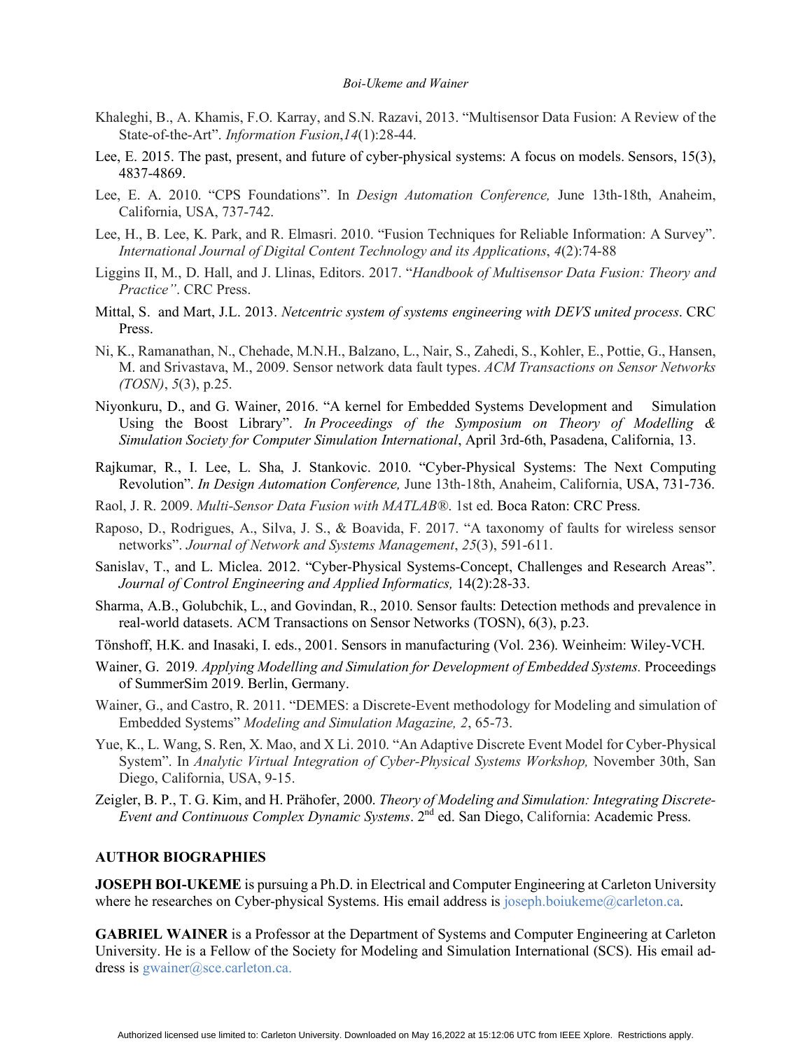Khaleghi, B., A. Khamis, F.O. Karray, and S.N. Razavi, 2013. "Multisensor Data Fusion: A Review of the State-of-the-Art". *Information Fusion*,*14*(1):28-44.

Lee, E. 2015. The past, present, and future of cyber-physical systems: A focus on models. Sensors, 15(3), 4837-4869.

Lee, E. A. 2010. "CPS Foundations". In *Design Automation Conference,* June 13th-18th, Anaheim, California, USA, 737-742.

Lee, H., B. Lee, K. Park, and R. Elmasri. 2010. "Fusion Techniques for Reliable Information: A Survey". *International Journal of Digital Content Technology and its Applications*, *4*(2):74-88

Liggins II, M., D. Hall, and J. Llinas, Editors. 2017. "*Handbook of Multisensor Data Fusion: Theory and Practice"*. CRC Press.

Mittal, S. and Mart, J.L. 2013. *Netcentric system of systems engineering with DEVS united process*. CRC Press.

Ni, K., Ramanathan, N., Chehade, M.N.H., Balzano, L., Nair, S., Zahedi, S., Kohler, E., Pottie, G., Hansen, M. and Srivastava, M., 2009. Sensor network data fault types. *ACM Transactions on Sensor Networks (TOSN)*, *5*(3), p.25.

Niyonkuru, D., and G. Wainer, 2016. "A kernel for Embedded Systems Development and Simulation Using the Boost Library". *In Proceedings of the Symposium on Theory of Modelling & Simulation Society for Computer Simulation International*, April 3rd-6th, Pasadena, California, 13.

Rajkumar, R., I. Lee, L. Sha, J. Stankovic. 2010. "Cyber-Physical Systems: The Next Computing Revolution". *In Design Automation Conference,* June 13th-18th, Anaheim, California, USA, 731-736.

Raol, J. R. 2009. *Multi-Sensor Data Fusion with MATLAB®.* 1st ed. Boca Raton: CRC Press.

Raposo, D., Rodrigues, A., Silva, J. S., & Boavida, F. 2017. "A taxonomy of faults for wireless sensor networks". *Journal of Network and Systems Management*, *25*(3), 591-611.

Sanislav, T., and L. Miclea. 2012. "Cyber-Physical Systems-Concept, Challenges and Research Areas". *Journal of Control Engineering and Applied Informatics,* 14(2):28-33.

Sharma, A.B., Golubchik, L., and Govindan, R., 2010. Sensor faults: Detection methods and prevalence in real-world datasets. ACM Transactions on Sensor Networks (TOSN), 6(3), p.23.

Tönshoff, H.K. and Inasaki, I. eds., 2001. Sensors in manufacturing (Vol. 236). Weinheim: Wiley-VCH.

Wainer, G. 2019*. Applying Modelling and Simulation for Development of Embedded Systems.* Proceedings of SummerSim 2019. Berlin, Germany.

Wainer, G., and Castro, R. 2011. "DEMES: a Discrete-Event methodology for Modeling and simulation of Embedded Systems" *Modeling and Simulation Magazine, 2*, 65-73.

Yue, K., L. Wang, S. Ren, X. Mao, and X Li. 2010. "An Adaptive Discrete Event Model for Cyber-Physical System". In *Analytic Virtual Integration of Cyber-Physical Systems Workshop,* November 30th, San Diego, California, USA, 9-15.

Zeigler, B. P., T. G. Kim, and H. Prähofer, 2000. *Theory of Modeling and Simulation: Integrating Discrete-Event and Continuous Complex Dynamic Systems*. 2nd ed. San Diego, California: Academic Press.

## AUTHOR BIOGRAPHIES

**JOSEPH BOI-UKEME** is pursuing a Ph.D. in Electrical and Computer Engineering at Carleton University where he researches on Cyber-physical Systems. His email address is joseph.boiukeme@carleton.ca.

**GABRIEL WAINER** is a Professor at the Department of Systems and Computer Engineering at Carleton University. He is a Fellow of the Society for Modeling and Simulation International (SCS). His email address is gwainer@sce.carleton.ca.